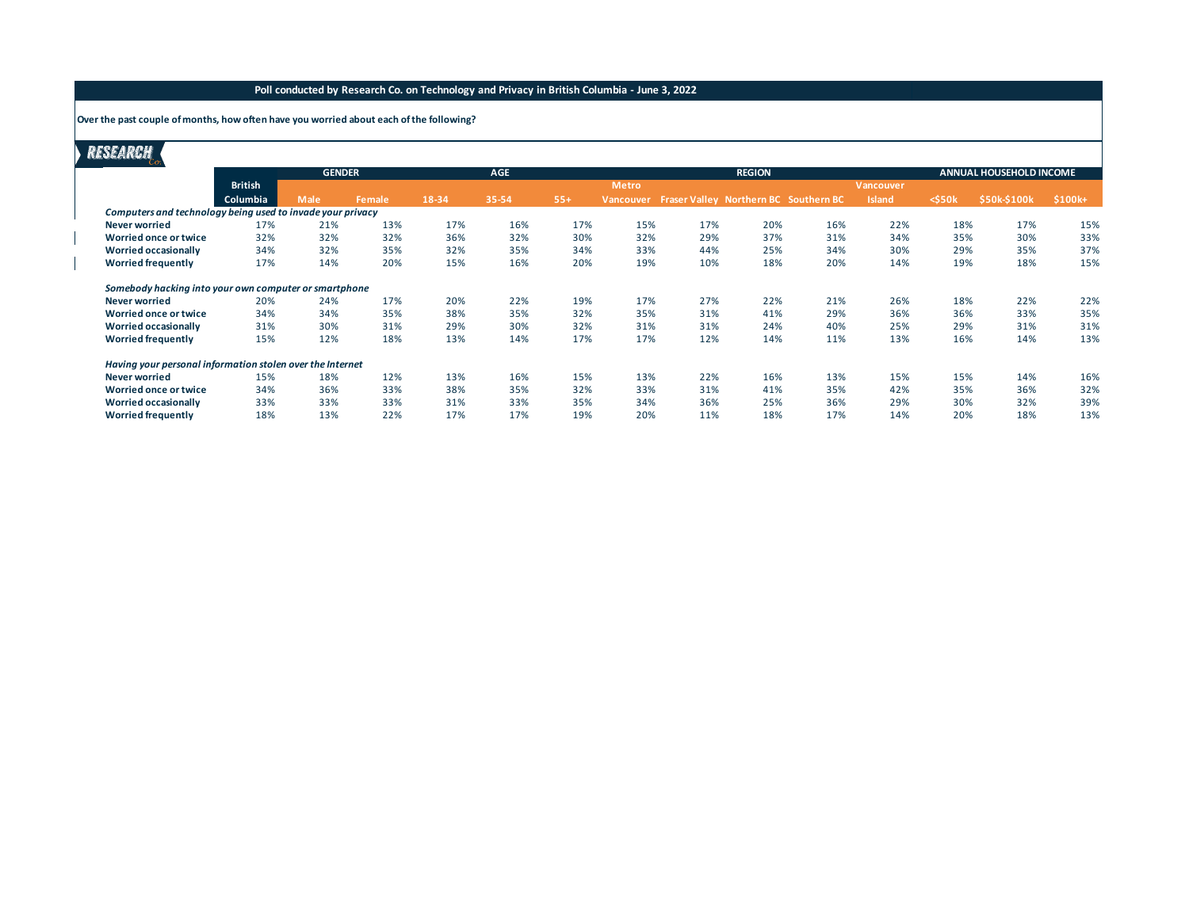**Poll conducted by Research Co. on Technology and Privacy in British Columbia - June 3, 2022**

**Over the past couple of months, how often have you worried about each of the following?**

| | British Columbia | GENDER | | AGE | | | REGION | | | | | ANNUAL HOUSEHOLD INCOME | | |
|---|---|---|---|---|---|---|---|---|---|---|---|---|---|---|
| | | Male | Female | 18-34 | 35-54 | 55+ | Metro Vancouver | Fraser Valley | Northern BC | Southern BC | Vancouver Island | <$50k | $50k-$100k | $100k+ |
| ***Computers and technology being used to invade your privacy*** | | | | | | | | | | | | | | |
| **Never worried** | 17% | 21% | 13% | 17% | 16% | 17% | 15% | 17% | 20% | 16% | 22% | 18% | 17% | 15% |
| **Worried once or twice** | 32% | 32% | 32% | 36% | 32% | 30% | 32% | 29% | 37% | 31% | 34% | 35% | 30% | 33% |
| **Worried occasionally** | 34% | 32% | 35% | 32% | 35% | 34% | 33% | 44% | 25% | 34% | 30% | 29% | 35% | 37% |
| **Worried frequently** | 17% | 14% | 20% | 15% | 16% | 20% | 19% | 10% | 18% | 20% | 14% | 19% | 18% | 15% |
| ***Somebody hacking into your own computer or smartphone*** | | | | | | | | | | | | | | |
| **Never worried** | 20% | 24% | 17% | 20% | 22% | 19% | 17% | 27% | 22% | 21% | 26% | 18% | 22% | 22% |
| **Worried once or twice** | 34% | 34% | 35% | 38% | 35% | 32% | 35% | 31% | 41% | 29% | 36% | 36% | 33% | 35% |
| **Worried occasionally** | 31% | 30% | 31% | 29% | 30% | 32% | 31% | 31% | 24% | 40% | 25% | 29% | 31% | 31% |
| **Worried frequently** | 15% | 12% | 18% | 13% | 14% | 17% | 17% | 12% | 14% | 11% | 13% | 16% | 14% | 13% |
| ***Having your personal information stolen over the Internet*** | | | | | | | | | | | | | | |
| **Never worried** | 15% | 18% | 12% | 13% | 16% | 15% | 13% | 22% | 16% | 13% | 15% | 15% | 14% | 16% |
| **Worried once or twice** | 34% | 36% | 33% | 38% | 35% | 32% | 33% | 31% | 41% | 35% | 42% | 35% | 36% | 32% |
| **Worried occasionally** | 33% | 33% | 33% | 31% | 33% | 35% | 34% | 36% | 25% | 36% | 29% | 30% | 32% | 39% |
| **Worried frequently** | 18% | 13% | 22% | 17% | 17% | 19% | 20% | 11% | 18% | 17% | 14% | 20% | 18% | 13% |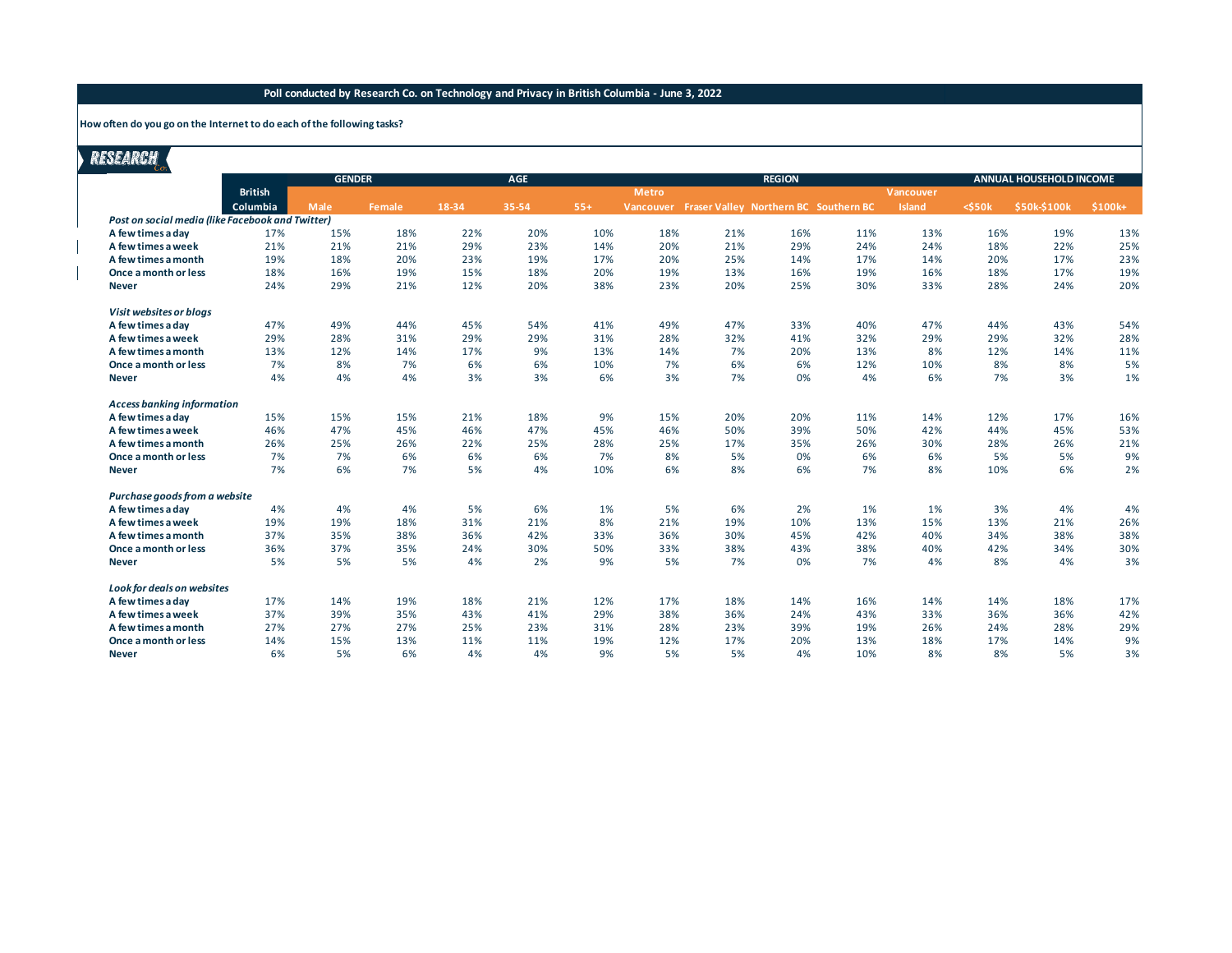**Poll conducted by Research Co. on Technology and Privacy in British Columbia - June 3, 2022**

**How often do you go on the Internet to do each of the following tasks?**

| | British Columbia | GENDER | | AGE | | | REGION | | | | | ANNUAL HOUSEHOLD INCOME | | |
|---|---|---|---|---|---|---|---|---|---|---|---|---|---|---|
| | | Male | Female | 18-34 | 35-54 | 55+ | Metro Vancouver | Fraser Valley | Northern BC | Southern BC | Vancouver Island | <$50k | $50k-$100k | $100k+ |
| ***Post on social media (like Facebook and Twitter)*** | | | | | | | | | | | | | | |
| **A few times a day** | 17% | 15% | 18% | 22% | 20% | 10% | 18% | 21% | 16% | 11% | 13% | 16% | 19% | 13% |
| **A few times a week** | 21% | 21% | 21% | 29% | 23% | 14% | 20% | 21% | 29% | 24% | 24% | 18% | 22% | 25% |
| **A few times a month** | 19% | 18% | 20% | 23% | 19% | 17% | 20% | 25% | 14% | 17% | 14% | 20% | 17% | 23% |
| **Once a month or less** | 18% | 16% | 19% | 15% | 18% | 20% | 19% | 13% | 16% | 19% | 16% | 18% | 17% | 19% |
| **Never** | 24% | 29% | 21% | 12% | 20% | 38% | 23% | 20% | 25% | 30% | 33% | 28% | 24% | 20% |
| ***Visit websites or blogs*** | | | | | | | | | | | | | | |
| **A few times a day** | 47% | 49% | 44% | 45% | 54% | 41% | 49% | 47% | 33% | 40% | 47% | 44% | 43% | 54% |
| **A few times a week** | 29% | 28% | 31% | 29% | 29% | 31% | 28% | 32% | 41% | 32% | 29% | 29% | 32% | 28% |
| **A few times a month** | 13% | 12% | 14% | 17% | 9% | 13% | 14% | 7% | 20% | 13% | 8% | 12% | 14% | 11% |
| **Once a month or less** | 7% | 8% | 7% | 6% | 6% | 10% | 7% | 6% | 6% | 12% | 10% | 8% | 8% | 5% |
| **Never** | 4% | 4% | 4% | 3% | 3% | 6% | 3% | 7% | 0% | 4% | 6% | 7% | 3% | 1% |
| ***Access banking information*** | | | | | | | | | | | | | | |
| **A few times a day** | 15% | 15% | 15% | 21% | 18% | 9% | 15% | 20% | 20% | 11% | 14% | 12% | 17% | 16% |
| **A few times a week** | 46% | 47% | 45% | 46% | 47% | 45% | 46% | 50% | 39% | 50% | 42% | 44% | 45% | 53% |
| **A few times a month** | 26% | 25% | 26% | 22% | 25% | 28% | 25% | 17% | 35% | 26% | 30% | 28% | 26% | 21% |
| **Once a month or less** | 7% | 7% | 6% | 6% | 6% | 7% | 8% | 5% | 0% | 6% | 6% | 5% | 5% | 9% |
| **Never** | 7% | 6% | 7% | 5% | 4% | 10% | 6% | 8% | 6% | 7% | 8% | 10% | 6% | 2% |
| ***Purchase goods from a website*** | | | | | | | | | | | | | | |
| **A few times a day** | 4% | 4% | 4% | 5% | 6% | 1% | 5% | 6% | 2% | 1% | 1% | 3% | 4% | 4% |
| **A few times a week** | 19% | 19% | 18% | 31% | 21% | 8% | 21% | 19% | 10% | 13% | 15% | 13% | 21% | 26% |
| **A few times a month** | 37% | 35% | 38% | 36% | 42% | 33% | 36% | 30% | 45% | 42% | 40% | 34% | 38% | 38% |
| **Once a month or less** | 36% | 37% | 35% | 24% | 30% | 50% | 33% | 38% | 43% | 38% | 40% | 42% | 34% | 30% |
| **Never** | 5% | 5% | 5% | 4% | 2% | 9% | 5% | 7% | 0% | 7% | 4% | 8% | 4% | 3% |
| ***Look for deals on websites*** | | | | | | | | | | | | | | |
| **A few times a day** | 17% | 14% | 19% | 18% | 21% | 12% | 17% | 18% | 14% | 16% | 14% | 14% | 18% | 17% |
| **A few times a week** | 37% | 39% | 35% | 43% | 41% | 29% | 38% | 36% | 24% | 43% | 33% | 36% | 36% | 42% |
| **A few times a month** | 27% | 27% | 27% | 25% | 23% | 31% | 28% | 23% | 39% | 19% | 26% | 24% | 28% | 29% |
| **Once a month or less** | 14% | 15% | 13% | 11% | 11% | 19% | 12% | 17% | 20% | 13% | 18% | 17% | 14% | 9% |
| **Never** | 6% | 5% | 6% | 4% | 4% | 9% | 5% | 5% | 4% | 10% | 8% | 8% | 5% | 3% |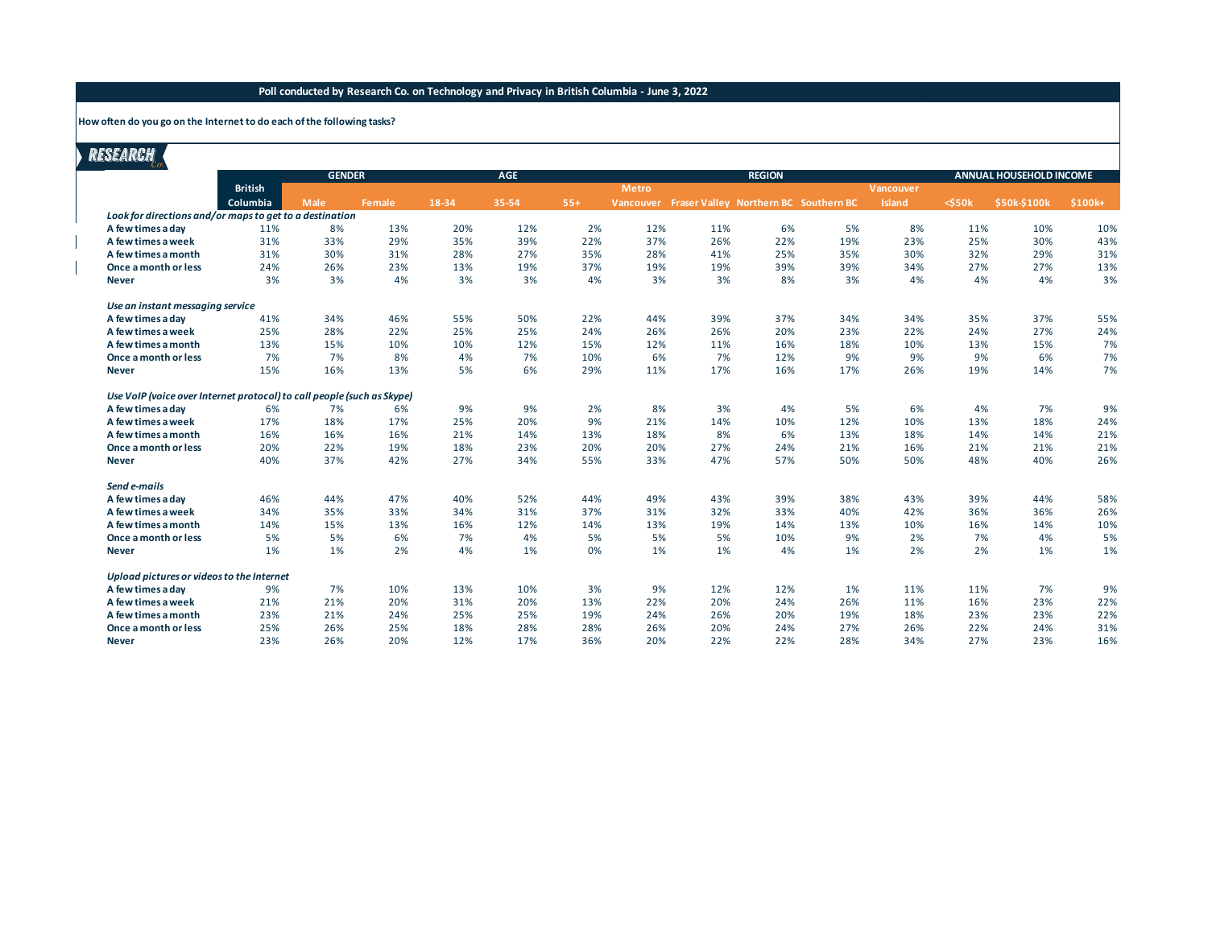**Poll conducted by Research Co. on Technology and Privacy in British Columbia - June 3, 2022**

**How often do you go on the Internet to do each of the following tasks?**

| | British Columbia | GENDER | | AGE | | | REGION | | | | | ANNUAL HOUSEHOLD INCOME | | |
|---|---|---|---|---|---|---|---|---|---|---|---|---|---|---|
| | | Male | Female | 18-34 | 35-54 | 55+ | Metro Vancouver | Fraser Valley | Northern BC | Southern BC | Vancouver Island | <$50k | $50k-$100k | $100k+ |
| ***Look for directions and/or maps to get to a destination*** | | | | | | | | | | | | | | |
| **A few times a day** | 11% | 8% | 13% | 20% | 12% | 2% | 12% | 11% | 6% | 5% | 8% | 11% | 10% | 10% |
| **A few times a week** | 31% | 33% | 29% | 35% | 39% | 22% | 37% | 26% | 22% | 19% | 23% | 25% | 30% | 43% |
| **A few times a month** | 31% | 30% | 31% | 28% | 27% | 35% | 28% | 41% | 25% | 35% | 30% | 32% | 29% | 31% |
| **Once a month or less** | 24% | 26% | 23% | 13% | 19% | 37% | 19% | 19% | 39% | 39% | 34% | 27% | 27% | 13% |
| **Never** | 3% | 3% | 4% | 3% | 3% | 4% | 3% | 3% | 8% | 3% | 4% | 4% | 4% | 3% |
| ***Use an instant messaging service*** | | | | | | | | | | | | | | |
| **A few times a day** | 41% | 34% | 46% | 55% | 50% | 22% | 44% | 39% | 37% | 34% | 34% | 35% | 37% | 55% |
| **A few times a week** | 25% | 28% | 22% | 25% | 25% | 24% | 26% | 26% | 20% | 23% | 22% | 24% | 27% | 24% |
| **A few times a month** | 13% | 15% | 10% | 10% | 12% | 15% | 12% | 11% | 16% | 18% | 10% | 13% | 15% | 7% |
| **Once a month or less** | 7% | 7% | 8% | 4% | 7% | 10% | 6% | 7% | 12% | 9% | 9% | 9% | 6% | 7% |
| **Never** | 15% | 16% | 13% | 5% | 6% | 29% | 11% | 17% | 16% | 17% | 26% | 19% | 14% | 7% |
| ***Use VoIP (voice over Internet protocol) to call people (such as Skype)*** | | | | | | | | | | | | | | |
| **A few times a day** | 6% | 7% | 6% | 9% | 9% | 2% | 8% | 3% | 4% | 5% | 6% | 4% | 7% | 9% |
| **A few times a week** | 17% | 18% | 17% | 25% | 20% | 9% | 21% | 14% | 10% | 12% | 10% | 13% | 18% | 24% |
| **A few times a month** | 16% | 16% | 16% | 21% | 14% | 13% | 18% | 8% | 6% | 13% | 18% | 14% | 14% | 21% |
| **Once a month or less** | 20% | 22% | 19% | 18% | 23% | 20% | 20% | 27% | 24% | 21% | 16% | 21% | 21% | 21% |
| **Never** | 40% | 37% | 42% | 27% | 34% | 55% | 33% | 47% | 57% | 50% | 50% | 48% | 40% | 26% |
| ***Send e-mails*** | | | | | | | | | | | | | | |
| **A few times a day** | 46% | 44% | 47% | 40% | 52% | 44% | 49% | 43% | 39% | 38% | 43% | 39% | 44% | 58% |
| **A few times a week** | 34% | 35% | 33% | 34% | 31% | 37% | 31% | 32% | 33% | 40% | 42% | 36% | 36% | 26% |
| **A few times a month** | 14% | 15% | 13% | 16% | 12% | 14% | 13% | 19% | 14% | 13% | 10% | 16% | 14% | 10% |
| **Once a month or less** | 5% | 5% | 6% | 7% | 4% | 5% | 5% | 5% | 10% | 9% | 2% | 7% | 4% | 5% |
| **Never** | 1% | 1% | 2% | 4% | 1% | 0% | 1% | 1% | 4% | 1% | 2% | 2% | 1% | 1% |
| ***Upload pictures or videos to the Internet*** | | | | | | | | | | | | | | |
| **A few times a day** | 9% | 7% | 10% | 13% | 10% | 3% | 9% | 12% | 12% | 1% | 11% | 11% | 7% | 9% |
| **A few times a week** | 21% | 21% | 20% | 31% | 20% | 13% | 22% | 20% | 24% | 26% | 11% | 16% | 23% | 22% |
| **A few times a month** | 23% | 21% | 24% | 25% | 25% | 19% | 24% | 26% | 20% | 19% | 18% | 23% | 23% | 22% |
| **Once a month or less** | 25% | 26% | 25% | 18% | 28% | 28% | 26% | 20% | 24% | 27% | 26% | 22% | 24% | 31% |
| **Never** | 23% | 26% | 20% | 12% | 17% | 36% | 20% | 22% | 22% | 28% | 34% | 27% | 23% | 16% |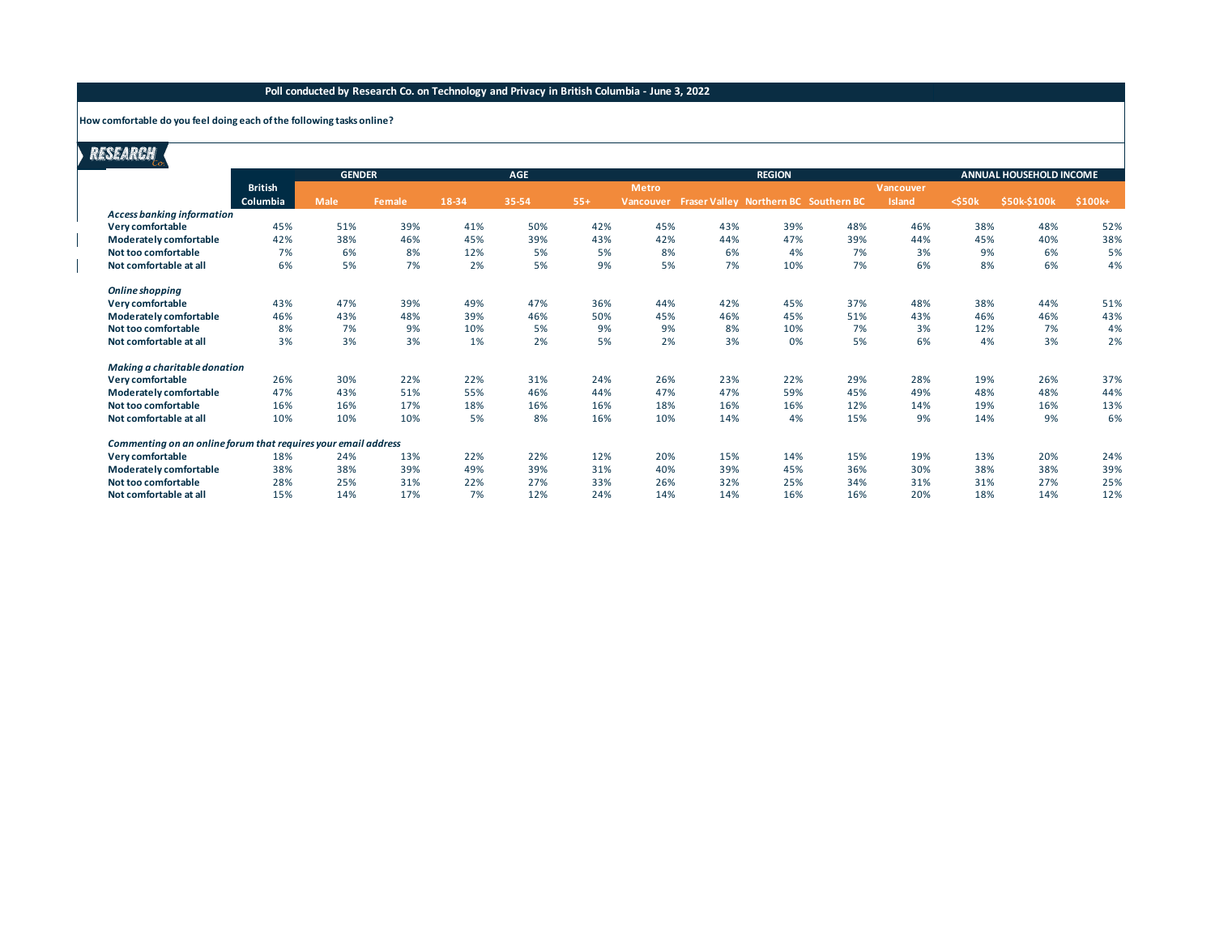**Poll conducted by Research Co. on Technology and Privacy in British Columbia - June 3, 2022**

**How comfortable do you feel doing each of the following tasks online?**

| | British Columbia | GENDER | | AGE | | | REGION | | | | | ANNUAL HOUSEHOLD INCOME | | |
|---|---|---|---|---|---|---|---|---|---|---|---|---|---|---|
| | | Male | Female | 18-34 | 35-54 | 55+ | Metro Vancouver | Fraser Valley | Northern BC | Southern BC | Vancouver Island | <$50k | $50k-$100k | $100k+ |
| ***Access banking information*** | | | | | | | | | | | | | | |
| **Very comfortable** | 45% | 51% | 39% | 41% | 50% | 42% | 45% | 43% | 39% | 48% | 46% | 38% | 48% | 52% |
| **Moderately comfortable** | 42% | 38% | 46% | 45% | 39% | 43% | 42% | 44% | 47% | 39% | 44% | 45% | 40% | 38% |
| **Not too comfortable** | 7% | 6% | 8% | 12% | 5% | 5% | 8% | 6% | 4% | 7% | 3% | 9% | 6% | 5% |
| **Not comfortable at all** | 6% | 5% | 7% | 2% | 5% | 9% | 5% | 7% | 10% | 7% | 6% | 8% | 6% | 4% |
| ***Online shopping*** | | | | | | | | | | | | | | |
| **Very comfortable** | 43% | 47% | 39% | 49% | 47% | 36% | 44% | 42% | 45% | 37% | 48% | 38% | 44% | 51% |
| **Moderately comfortable** | 46% | 43% | 48% | 39% | 46% | 50% | 45% | 46% | 45% | 51% | 43% | 46% | 46% | 43% |
| **Not too comfortable** | 8% | 7% | 9% | 10% | 5% | 9% | 9% | 8% | 10% | 7% | 3% | 12% | 7% | 4% |
| **Not comfortable at all** | 3% | 3% | 3% | 1% | 2% | 5% | 2% | 3% | 0% | 5% | 6% | 4% | 3% | 2% |
| ***Making a charitable donation*** | | | | | | | | | | | | | | |
| **Very comfortable** | 26% | 30% | 22% | 22% | 31% | 24% | 26% | 23% | 22% | 29% | 28% | 19% | 26% | 37% |
| **Moderately comfortable** | 47% | 43% | 51% | 55% | 46% | 44% | 47% | 47% | 59% | 45% | 49% | 48% | 48% | 44% |
| **Not too comfortable** | 16% | 16% | 17% | 18% | 16% | 16% | 18% | 16% | 16% | 12% | 14% | 19% | 16% | 13% |
| **Not comfortable at all** | 10% | 10% | 10% | 5% | 8% | 16% | 10% | 14% | 4% | 15% | 9% | 14% | 9% | 6% |
| ***Commenting on an online forum that requires your email address*** | | | | | | | | | | | | | | |
| **Very comfortable** | 18% | 24% | 13% | 22% | 22% | 12% | 20% | 15% | 14% | 15% | 19% | 13% | 20% | 24% |
| **Moderately comfortable** | 38% | 38% | 39% | 49% | 39% | 31% | 40% | 39% | 45% | 36% | 30% | 38% | 38% | 39% |
| **Not too comfortable** | 28% | 25% | 31% | 22% | 27% | 33% | 26% | 32% | 25% | 34% | 31% | 31% | 27% | 25% |
| **Not comfortable at all** | 15% | 14% | 17% | 7% | 12% | 24% | 14% | 14% | 16% | 16% | 20% | 18% | 14% | 12% |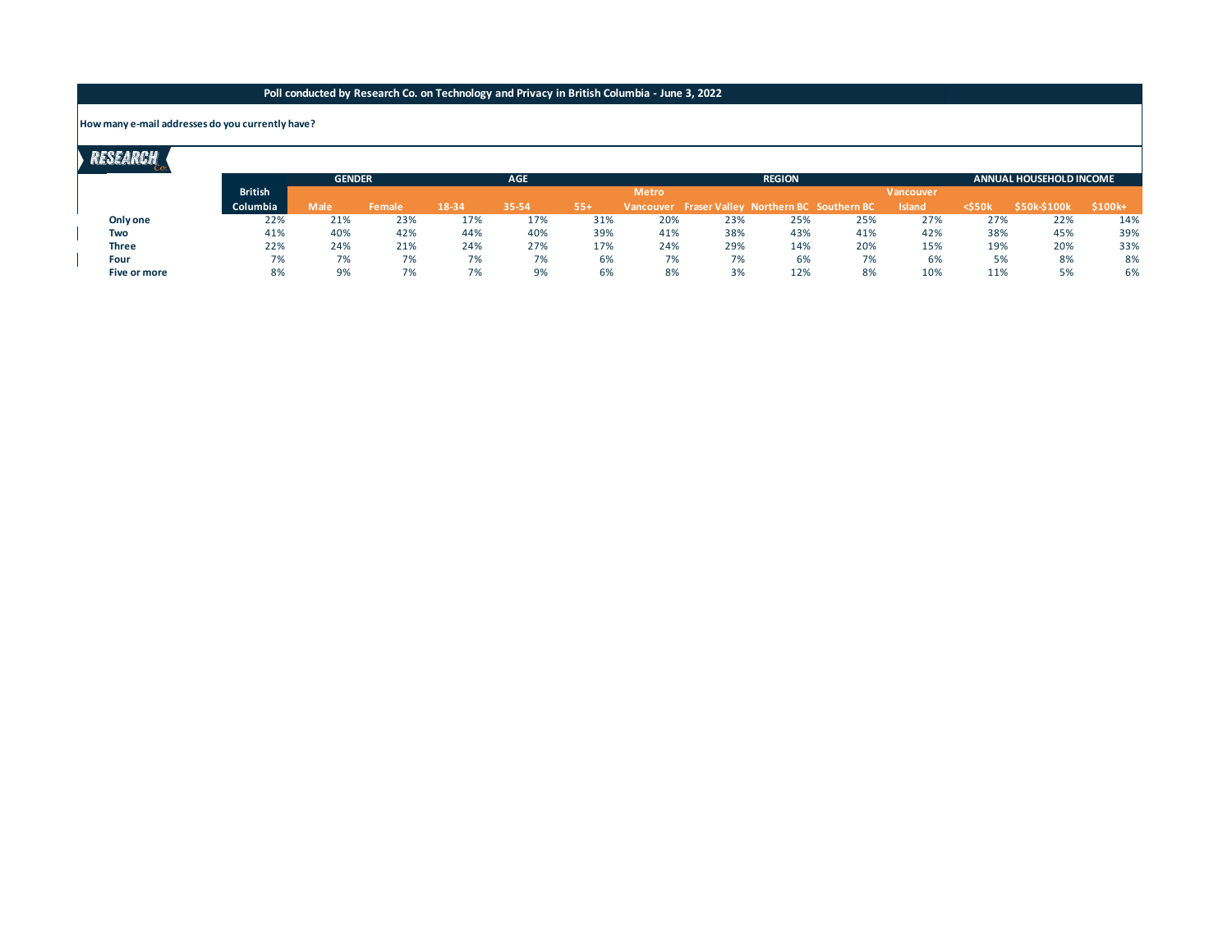**Poll conducted by Research Co. on Technology and Privacy in British Columbia - June 3, 2022**

**How many e-mail addresses do you currently have?**

| | British Columbia | GENDER | | AGE | | | REGION | | | | | ANNUAL HOUSEHOLD INCOME | | |
|---|---|---|---|---|---|---|---|---|---|---|---|---|---|---|
| | | Male | Female | 18-34 | 35-54 | 55+ | Metro Vancouver | Fraser Valley | Northern BC | Southern BC | Vancouver Island | <$50k | $50k-$100k | $100k+ |
| **Only one** | 22% | 21% | 23% | 17% | 17% | 31% | 20% | 23% | 25% | 25% | 27% | 27% | 22% | 14% |
| **Two** | 41% | 40% | 42% | 44% | 40% | 39% | 41% | 38% | 43% | 41% | 42% | 38% | 45% | 39% |
| **Three** | 22% | 24% | 21% | 24% | 27% | 17% | 24% | 29% | 14% | 20% | 15% | 19% | 20% | 33% |
| **Four** | 7% | 7% | 7% | 7% | 7% | 6% | 7% | 7% | 6% | 7% | 6% | 5% | 8% | 8% |
| **Five or more** | 8% | 9% | 7% | 7% | 9% | 6% | 8% | 3% | 12% | 8% | 10% | 11% | 5% | 6% |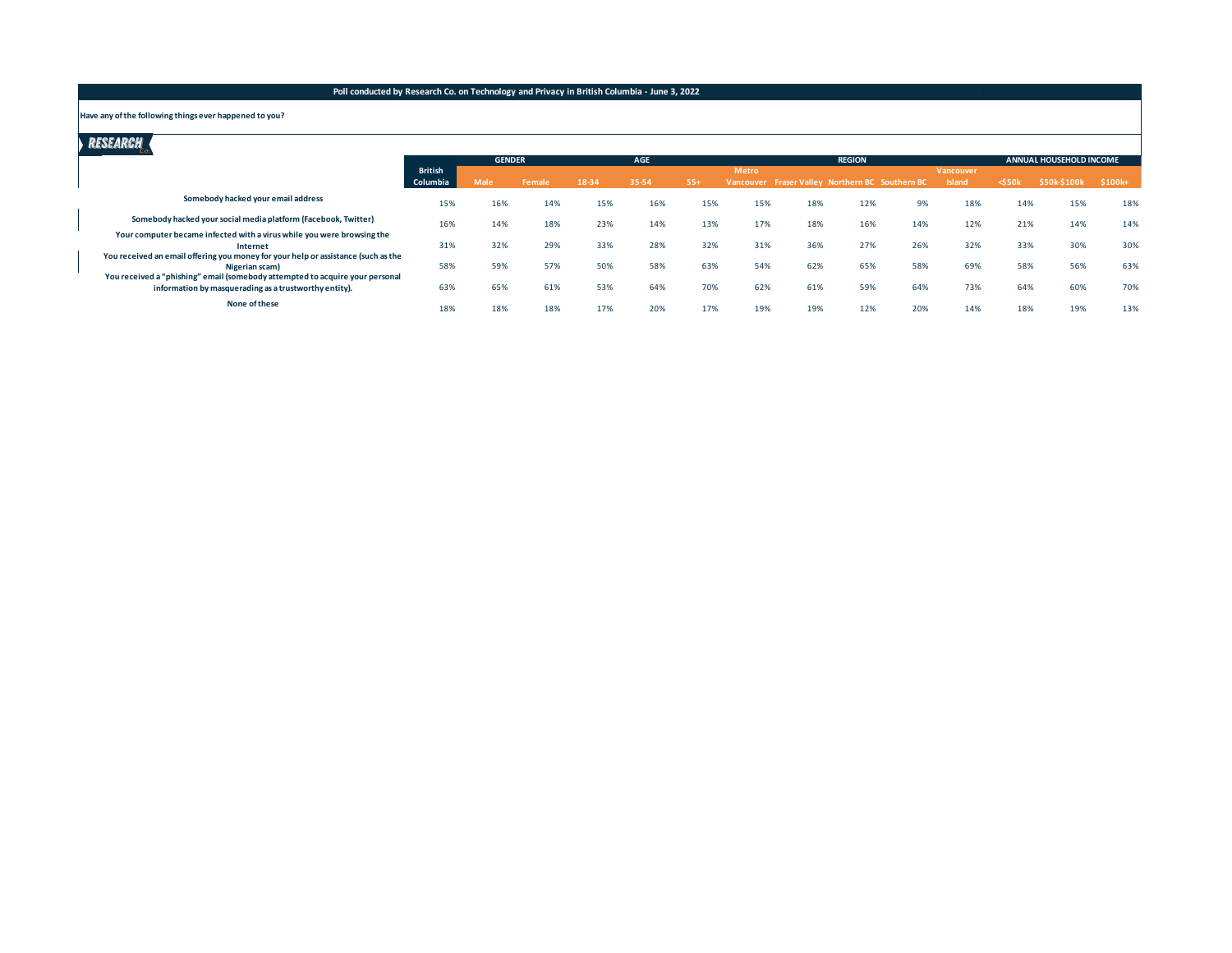**Poll conducted by Research Co. on Technology and Privacy in British Columbia - June 3, 2022**

**Have any of the following things ever happened to you?**

| | | GENDER | | AGE | | | REGION | | | | | ANNUAL HOUSEHOLD INCOME | | |
|---|---|---|---|---|---|---|---|---|---|---|---|---|---|---|
| | British Columbia | Male | Female | 18-34 | 35-54 | 55+ | Metro Vancouver | Fraser Valley | Northern BC | Southern BC | Vancouver Island | <$50k | $50k-$100k | $100k+ |
| Somebody hacked your email address | 15% | 16% | 14% | 15% | 16% | 15% | 15% | 18% | 12% | 9% | 18% | 14% | 15% | 18% |
| Somebody hacked your social media platform (Facebook, Twitter) | 16% | 14% | 18% | 23% | 14% | 13% | 17% | 18% | 16% | 14% | 12% | 21% | 14% | 14% |
| Your computer became infected with a virus while you were browsing the Internet | 31% | 32% | 29% | 33% | 28% | 32% | 31% | 36% | 27% | 26% | 32% | 33% | 30% | 30% |
| You received an email offering you money for your help or assistance (such as the Nigerian scam) | 58% | 59% | 57% | 50% | 58% | 63% | 54% | 62% | 65% | 58% | 69% | 58% | 56% | 63% |
| You received a "phishing" email (somebody attempted to acquire your personal information by masquerading as a trustworthy entity). | 63% | 65% | 61% | 53% | 64% | 70% | 62% | 61% | 59% | 64% | 73% | 64% | 60% | 70% |
| None of these | 18% | 18% | 18% | 17% | 20% | 17% | 19% | 19% | 12% | 20% | 14% | 18% | 19% | 13% |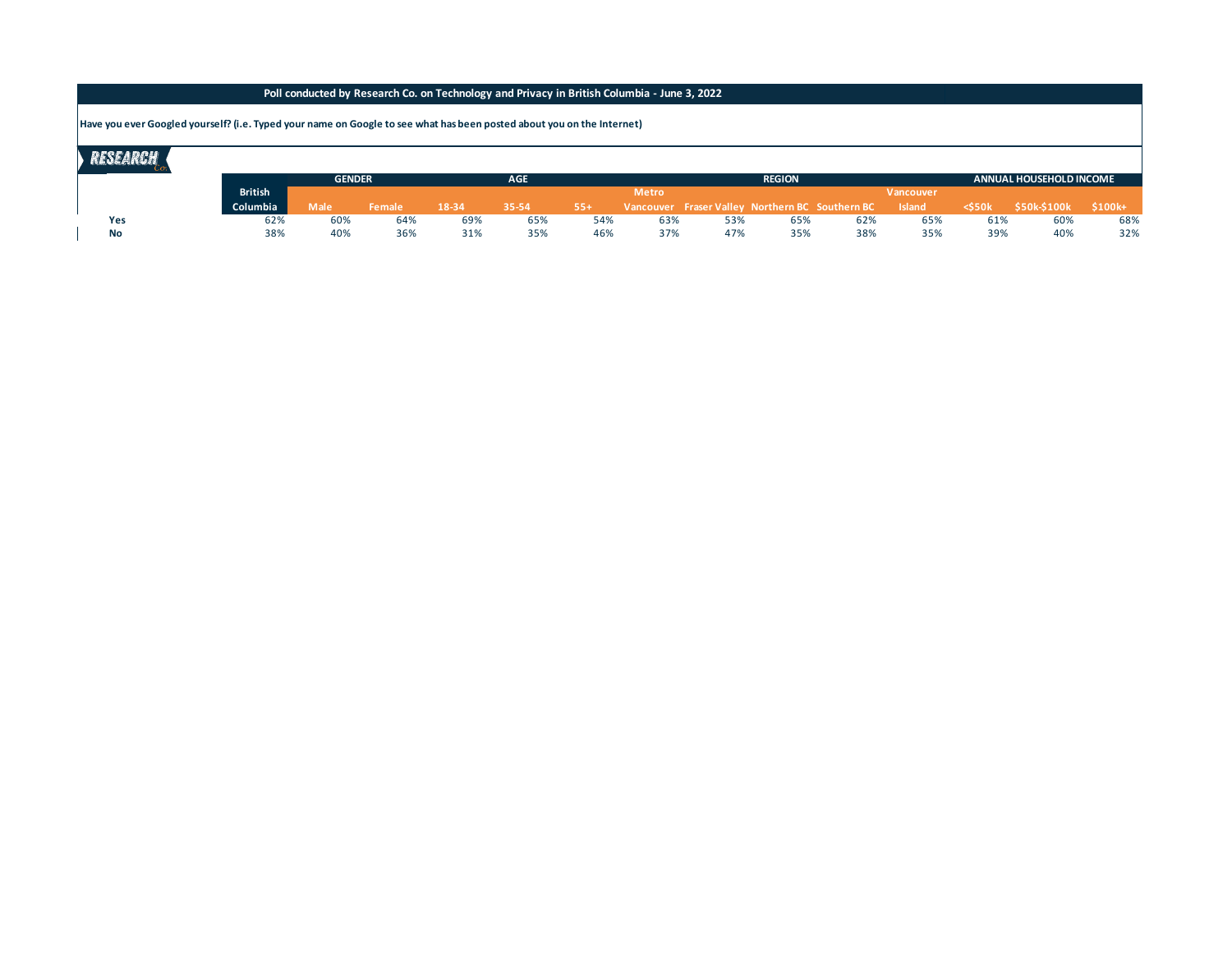**Poll conducted by Research Co. on Technology and Privacy in British Columbia - June 3, 2022**

**Have you ever Googled yourself? (i.e. Typed your name on Google to see what has been posted about you on the Internet)**

| | | GENDER | | AGE | | | REGION | | | | | ANNUAL HOUSEHOLD INCOME | | |
|---|---|---|---|---|---|---|---|---|---|---|---|---|---|---|
| | British Columbia | Male | Female | 18-34 | 35-54 | 55+ | Metro Vancouver | Fraser Valley | Northern BC | Southern BC | Vancouver Island | <$50k | $50k-$100k | $100k+ |
| **Yes** | 62% | 60% | 64% | 69% | 65% | 54% | 63% | 53% | 65% | 62% | 65% | 61% | 60% | 68% |
| **No** | 38% | 40% | 36% | 31% | 35% | 46% | 37% | 47% | 35% | 38% | 35% | 39% | 40% | 32% |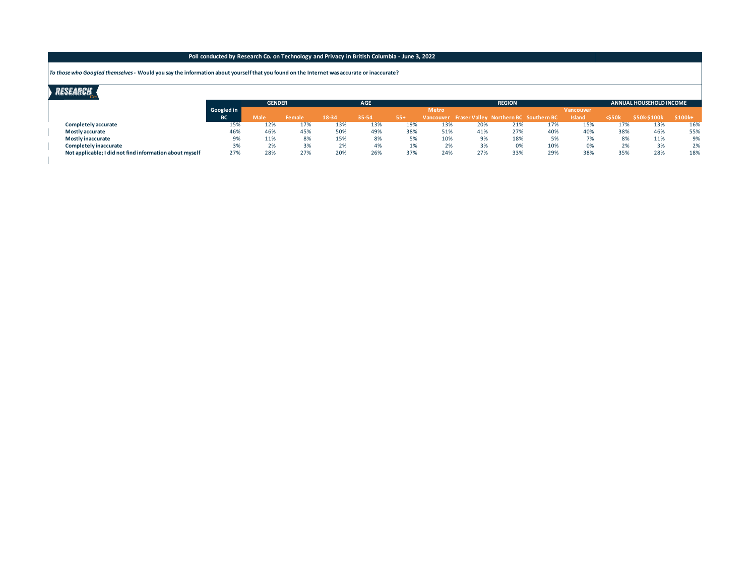**Poll conducted by Research Co. on Technology and Privacy in British Columbia - June 3, 2022**

***To those who Googled themselves -*** **Would you say the information about yourself that you found on the Internet was accurate or inaccurate?**

| | Googled in BC | GENDER | | AGE | | | REGION | | | | | ANNUAL HOUSEHOLD INCOME | | |
|---|---|---|---|---|---|---|---|---|---|---|---|---|---|---|
| | | Male | Female | 18-34 | 35-54 | 55+ | Metro Vancouver | Fraser Valley | Northern BC | Southern BC | Vancouver Island | <$50k | $50k-$100k | $100k+ |
| **Completely accurate** | 15% | 12% | 17% | 13% | 13% | 19% | 13% | 20% | 21% | 17% | 15% | 17% | 13% | 16% |
| **Mostly accurate** | 46% | 46% | 45% | 50% | 49% | 38% | 51% | 41% | 27% | 40% | 40% | 38% | 46% | 55% |
| **Mostly inaccurate** | 9% | 11% | 8% | 15% | 8% | 5% | 10% | 9% | 18% | 5% | 7% | 8% | 11% | 9% |
| **Completely inaccurate** | 3% | 2% | 3% | 2% | 4% | 1% | 2% | 3% | 0% | 10% | 0% | 2% | 3% | 2% |
| **Not applicable; I did not find information about myself** | 27% | 28% | 27% | 20% | 26% | 37% | 24% | 27% | 33% | 29% | 38% | 35% | 28% | 18% |